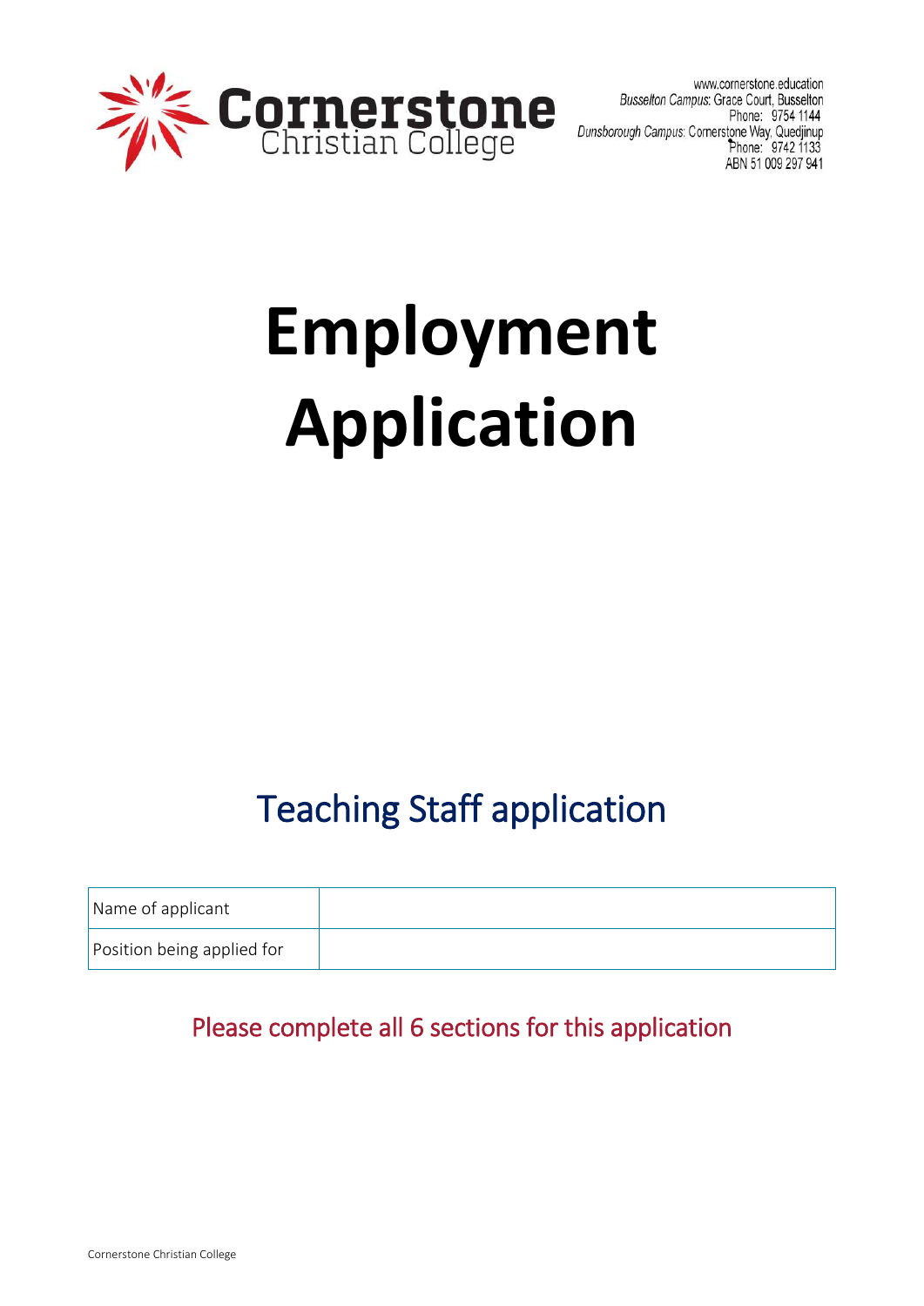Cornerstone Christian College

www.cornerstone.education
*Busselton Campus:* Grace Court, Busselton
Phone: 9754 1144
*Dunsborough Campus:* Cornerstone Way, Quedjinup
Phone: 9742 1133
ABN 51 009 297 941

# Employment Application

## Teaching Staff application

| Name of applicant | |
|---|---|
| Position being applied for | |

Please complete all 6 sections for this application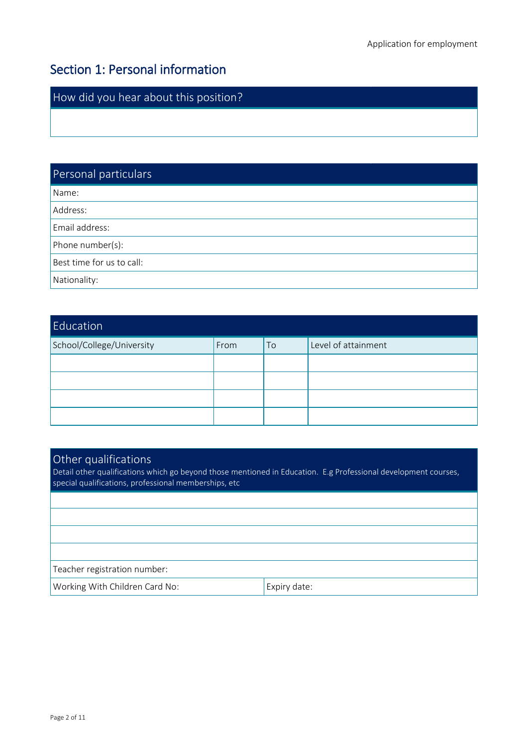## Section 1: Personal information

| How did you hear about this position? |
|---|
| |

| Personal particulars |
|---|
| Name: |
| Address: |
| Email address: |
| Phone number(s): |
| Best time for us to call: |
| Nationality: |

**Education**

| School/College/University | From | To | Level of attainment |
|---|---|---|---|
| | | | |
| | | | |
| | | | |
| | | | |

**Other qualifications**

Detail other qualifications which go beyond those mentioned in Education. E.g Professional development courses, special qualifications, professional memberships, etc

| | |
|---|---|
| | |
| | |
| | |
| | |
| Teacher registration number: | |
| Working With Children Card No: | Expiry date: |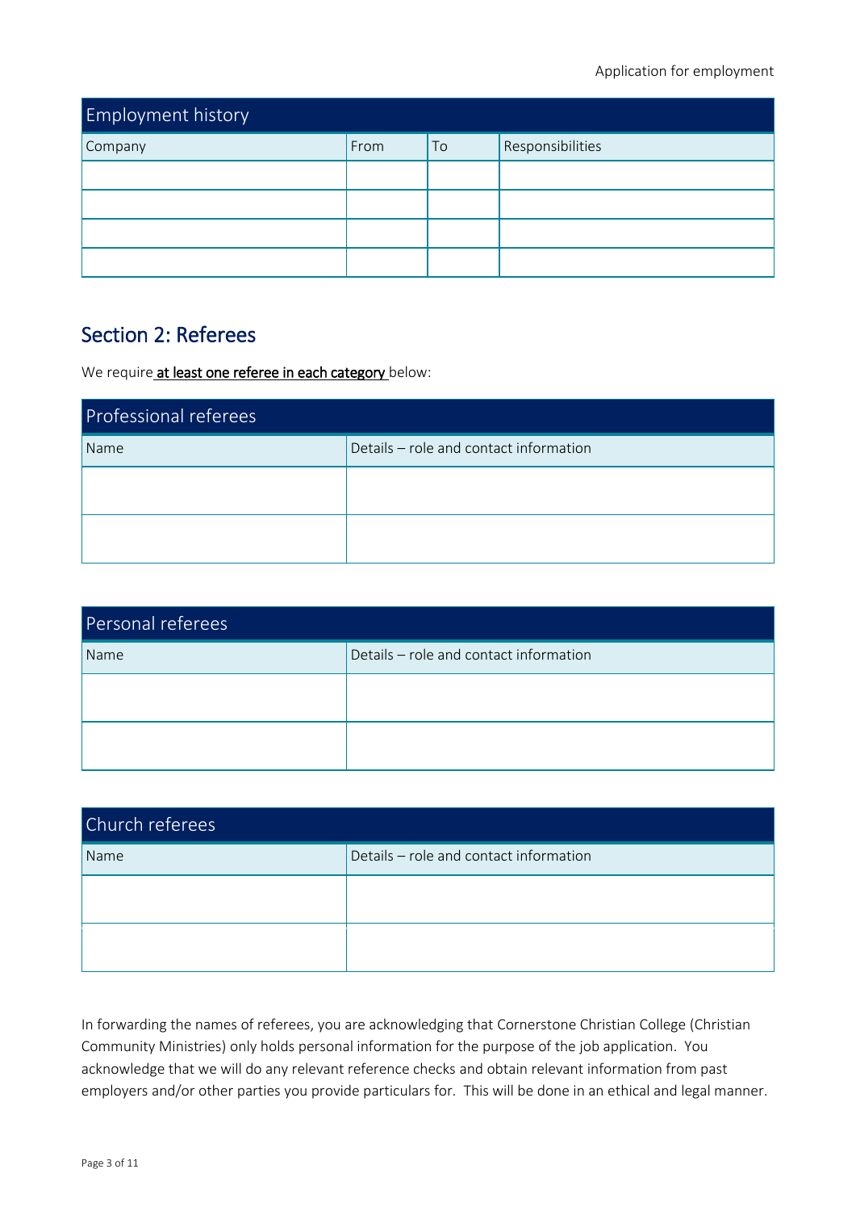| Employment history | | | |
|---|---|---|---|
| Company | From | To | Responsibilities |
| | | | |
| | | | |
| | | | |
| | | | |

## Section 2: Referees

We require <u>**at least one referee in each category**</u> below:

| Professional referees | |
|---|---|
| Name | Details – role and contact information |
| | |
| | |

| Personal referees | |
|---|---|
| Name | Details – role and contact information |
| | |
| | |

| Church referees | |
|---|---|
| Name | Details – role and contact information |
| | |
| | |

In forwarding the names of referees, you are acknowledging that Cornerstone Christian College (Christian Community Ministries) only holds personal information for the purpose of the job application. You acknowledge that we will do any relevant reference checks and obtain relevant information from past employers and/or other parties you provide particulars for. This will be done in an ethical and legal manner.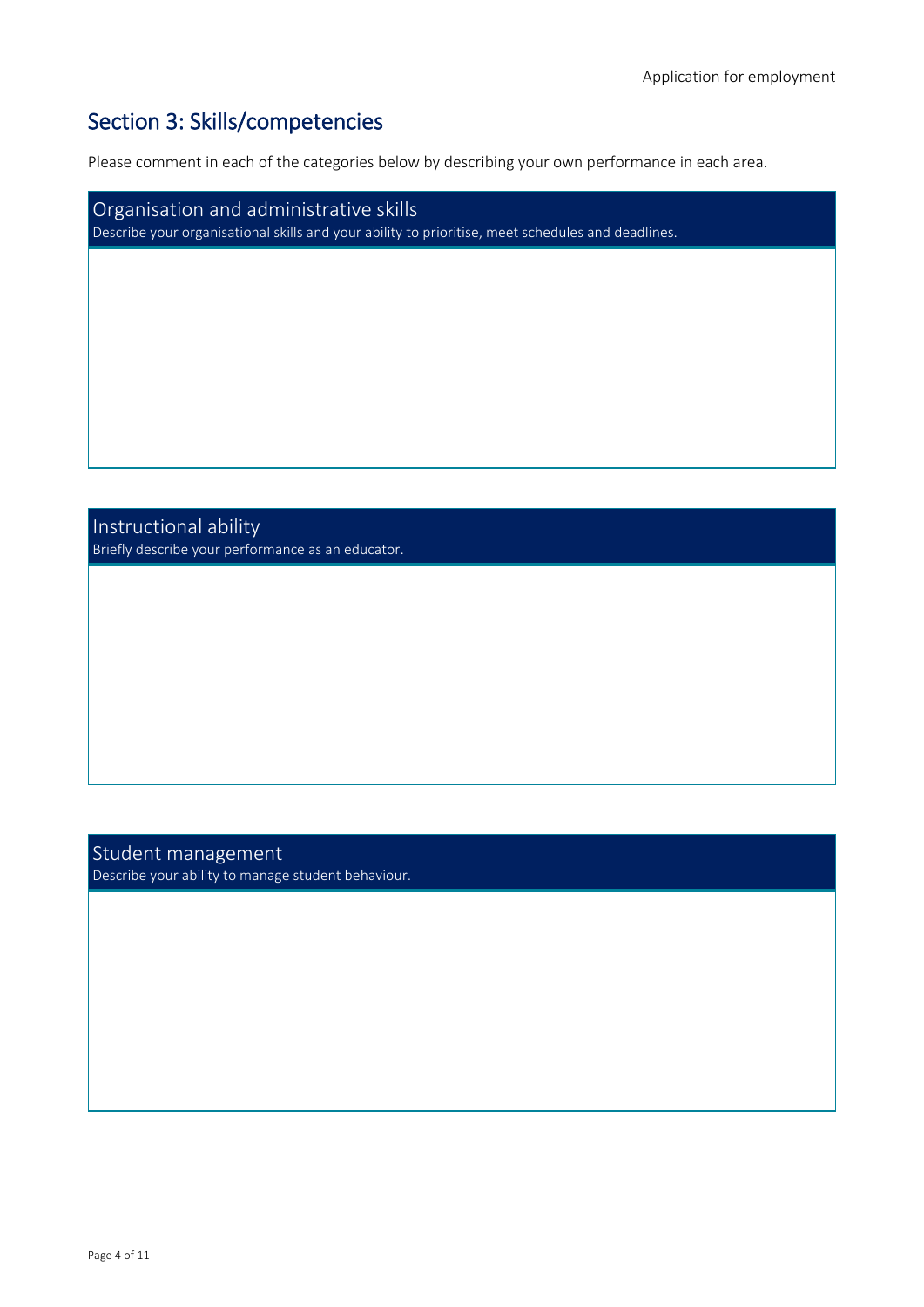## Section 3: Skills/competencies

Please comment in each of the categories below by describing your own performance in each area.

| Organisation and administrative skills<br>Describe your organisational skills and your ability to prioritise, meet schedules and deadlines. |
|---|
| |

| Instructional ability<br>Briefly describe your performance as an educator. |
|---|
| |

| Student management<br>Describe your ability to manage student behaviour. |
|---|
| |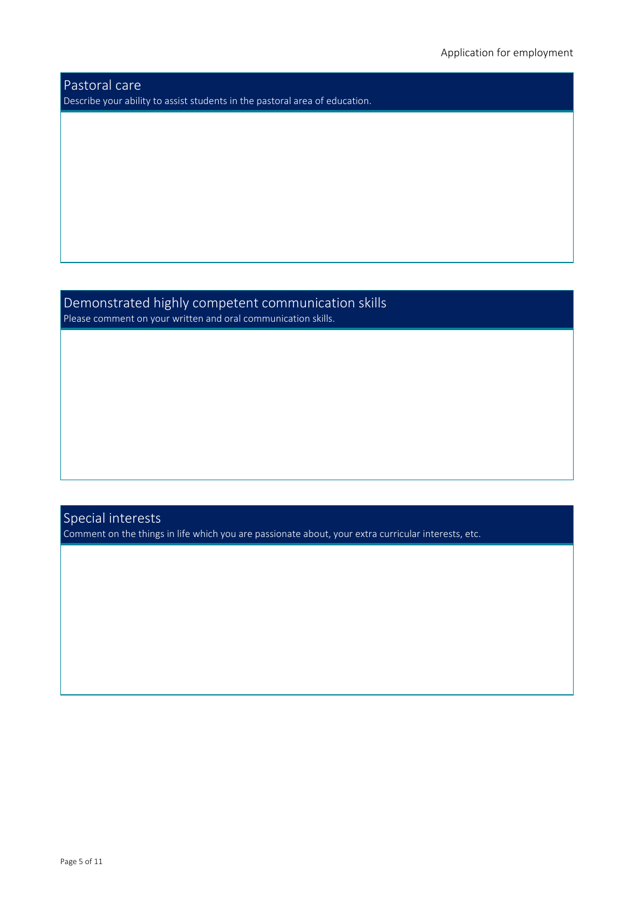## Pastoral care

Describe your ability to assist students in the pastoral area of education.

## Demonstrated highly competent communication skills

Please comment on your written and oral communication skills.

## Special interests

Comment on the things in life which you are passionate about, your extra curricular interests, etc.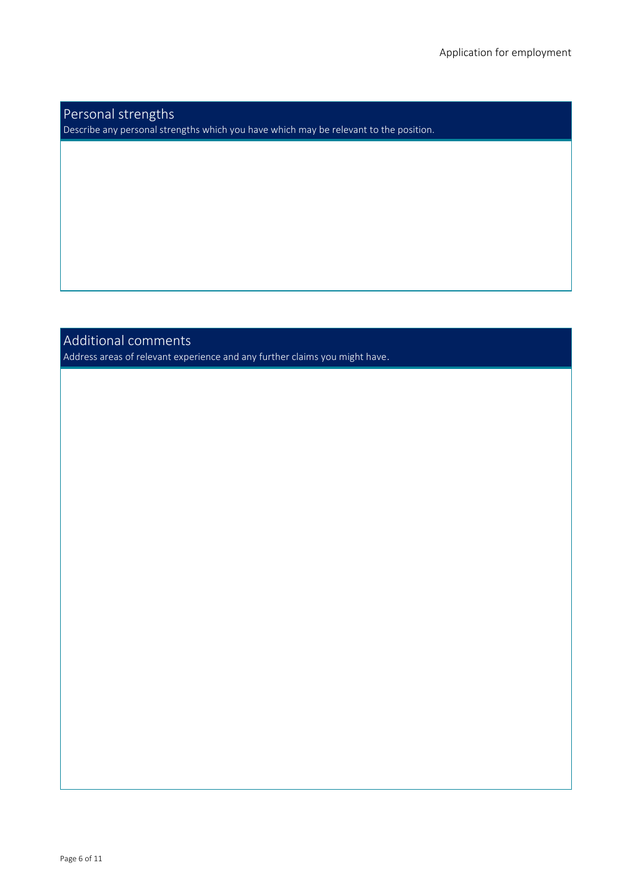## Personal strengths

Describe any personal strengths which you have which may be relevant to the position.

## Additional comments

Address areas of relevant experience and any further claims you might have.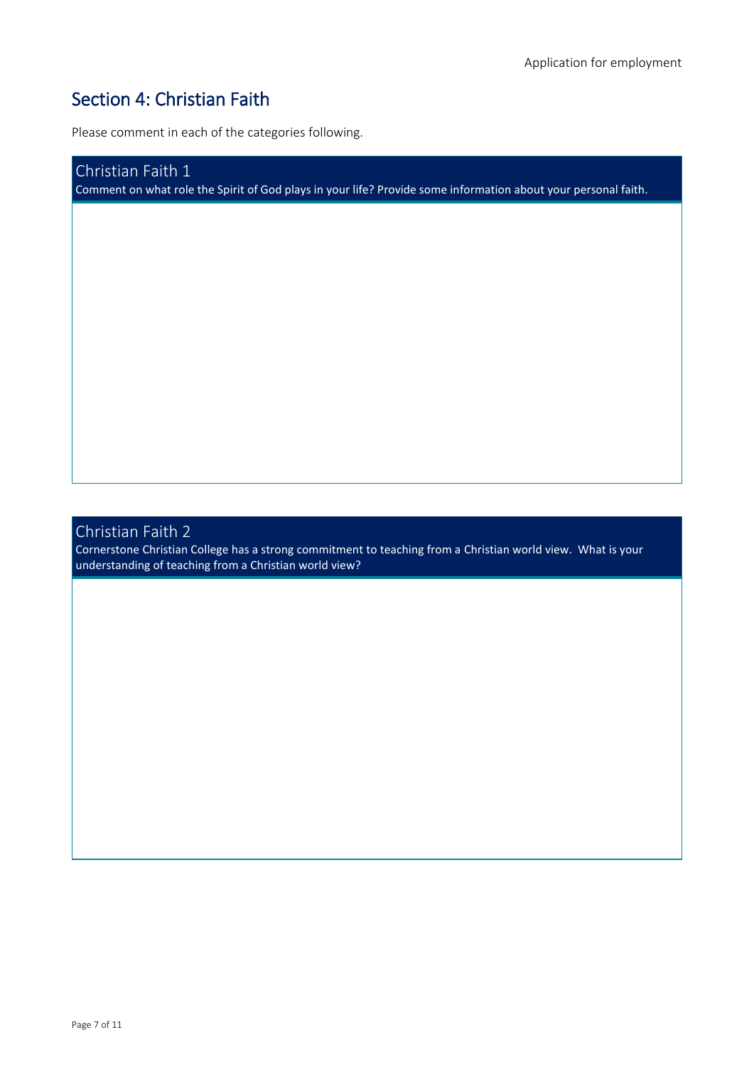## Section 4: Christian Faith

Please comment in each of the categories following.

| Christian Faith 1<br>Comment on what role the Spirit of God plays in your life? Provide some information about your personal faith. |
| --- |
| |

| Christian Faith 2<br>Cornerstone Christian College has a strong commitment to teaching from a Christian world view. What is your understanding of teaching from a Christian world view? |
| --- |
| |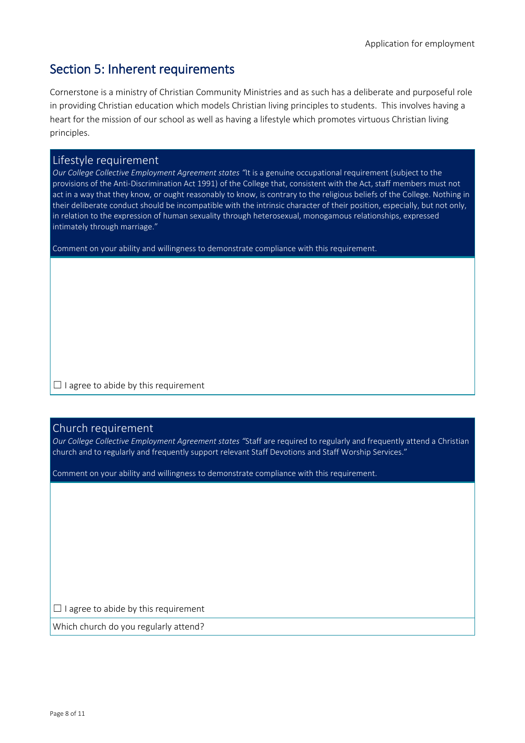## Section 5: Inherent requirements

Cornerstone is a ministry of Christian Community Ministries and as such has a deliberate and purposeful role in providing Christian education which models Christian living principles to students. This involves having a heart for the mission of our school as well as having a lifestyle which promotes virtuous Christian living principles.

### Lifestyle requirement

*Our College Collective Employment Agreement states "*It is a genuine occupational requirement (subject to the provisions of the Anti-Discrimination Act 1991) of the College that, consistent with the Act, staff members must not act in a way that they know, or ought reasonably to know, is contrary to the religious beliefs of the College. Nothing in their deliberate conduct should be incompatible with the intrinsic character of their position, especially, but not only, in relation to the expression of human sexuality through heterosexual, monogamous relationships, expressed intimately through marriage."

Comment on your ability and willingness to demonstrate compliance with this requirement.

☐ I agree to abide by this requirement

### Church requirement

*Our College Collective Employment Agreement states "*Staff are required to regularly and frequently attend a Christian church and to regularly and frequently support relevant Staff Devotions and Staff Worship Services."

Comment on your ability and willingness to demonstrate compliance with this requirement.

☐ I agree to abide by this requirement

Which church do you regularly attend?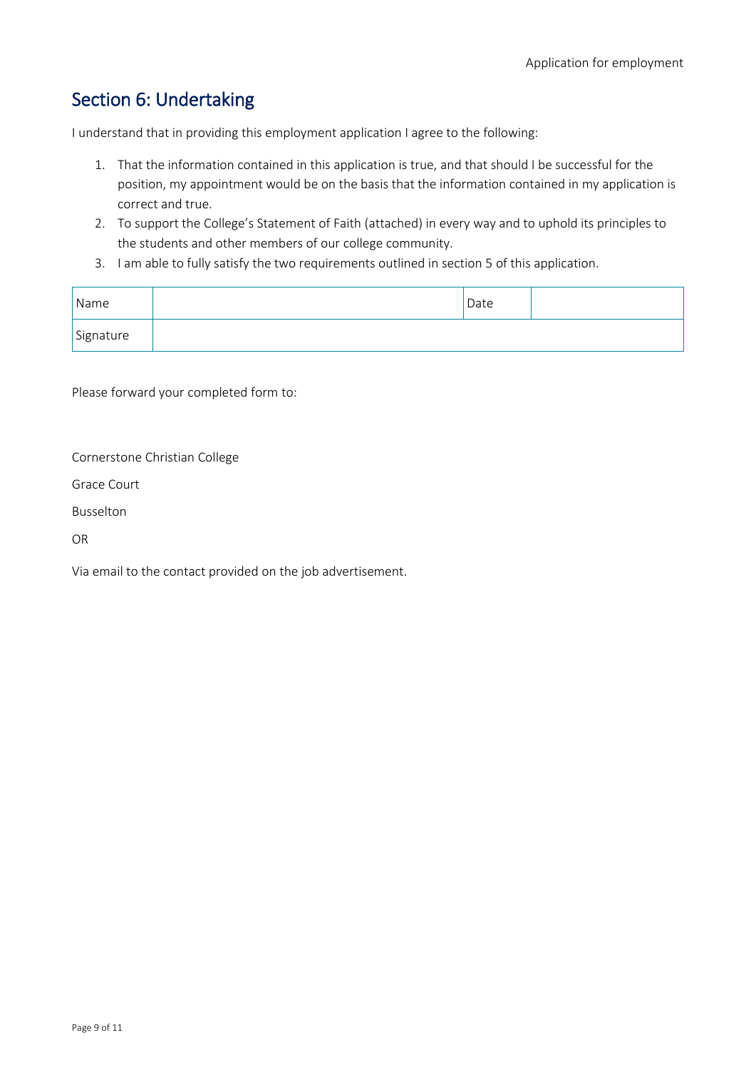## Section 6: Undertaking

I understand that in providing this employment application I agree to the following:

1. That the information contained in this application is true, and that should I be successful for the position, my appointment would be on the basis that the information contained in my application is correct and true.
2. To support the College's Statement of Faith (attached) in every way and to uphold its principles to the students and other members of our college community.
3. I am able to fully satisfy the two requirements outlined in section 5 of this application.

| Name | | Date | |
|---|---|---|---|
| Signature | | | |

Please forward your completed form to:

Cornerstone Christian College

Grace Court

Busselton

OR

Via email to the contact provided on the job advertisement.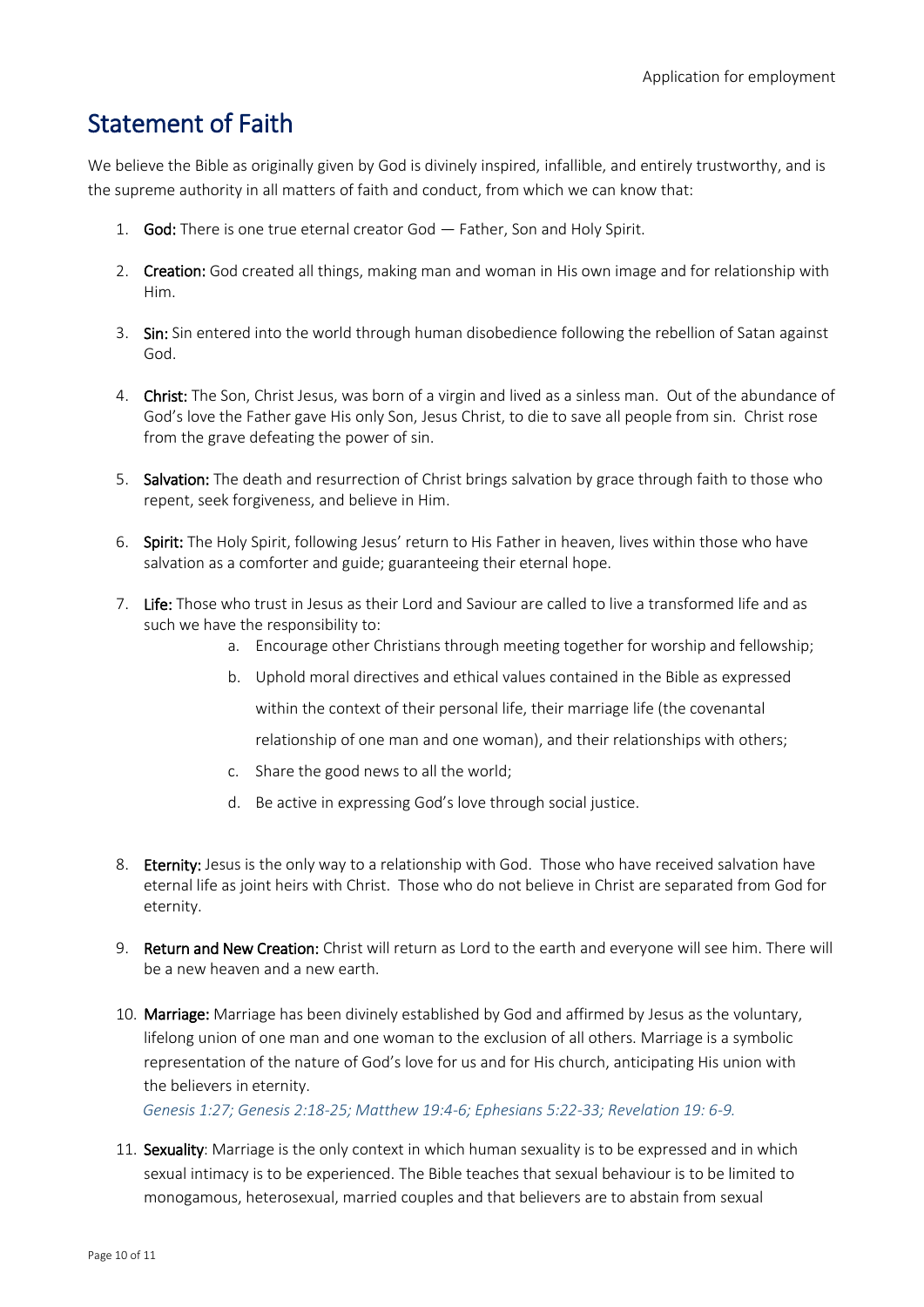## Statement of Faith

We believe the Bible as originally given by God is divinely inspired, infallible, and entirely trustworthy, and is the supreme authority in all matters of faith and conduct, from which we can know that:

1. **God:** There is one true eternal creator God — Father, Son and Holy Spirit.
2. **Creation:** God created all things, making man and woman in His own image and for relationship with Him.
3. **Sin:** Sin entered into the world through human disobedience following the rebellion of Satan against God.
4. **Christ:** The Son, Christ Jesus, was born of a virgin and lived as a sinless man. Out of the abundance of God's love the Father gave His only Son, Jesus Christ, to die to save all people from sin. Christ rose from the grave defeating the power of sin.
5. **Salvation:** The death and resurrection of Christ brings salvation by grace through faith to those who repent, seek forgiveness, and believe in Him.
6. **Spirit:** The Holy Spirit, following Jesus' return to His Father in heaven, lives within those who have salvation as a comforter and guide; guaranteeing their eternal hope.
7. **Life:** Those who trust in Jesus as their Lord and Saviour are called to live a transformed life and as such we have the responsibility to:
   a. Encourage other Christians through meeting together for worship and fellowship;
   b. Uphold moral directives and ethical values contained in the Bible as expressed within the context of their personal life, their marriage life (the covenantal relationship of one man and one woman), and their relationships with others;
   c. Share the good news to all the world;
   d. Be active in expressing God's love through social justice.
8. **Eternity:** Jesus is the only way to a relationship with God. Those who have received salvation have eternal life as joint heirs with Christ. Those who do not believe in Christ are separated from God for eternity.
9. **Return and New Creation:** Christ will return as Lord to the earth and everyone will see him. There will be a new heaven and a new earth.
10. **Marriage:** Marriage has been divinely established by God and affirmed by Jesus as the voluntary, lifelong union of one man and one woman to the exclusion of all others. Marriage is a symbolic representation of the nature of God's love for us and for His church, anticipating His union with the believers in eternity.
    *Genesis 1:27; Genesis 2:18-25; Matthew 19:4-6; Ephesians 5:22-33; Revelation 19: 6-9.*
11. **Sexuality**: Marriage is the only context in which human sexuality is to be expressed and in which sexual intimacy is to be experienced. The Bible teaches that sexual behaviour is to be limited to monogamous, heterosexual, married couples and that believers are to abstain from sexual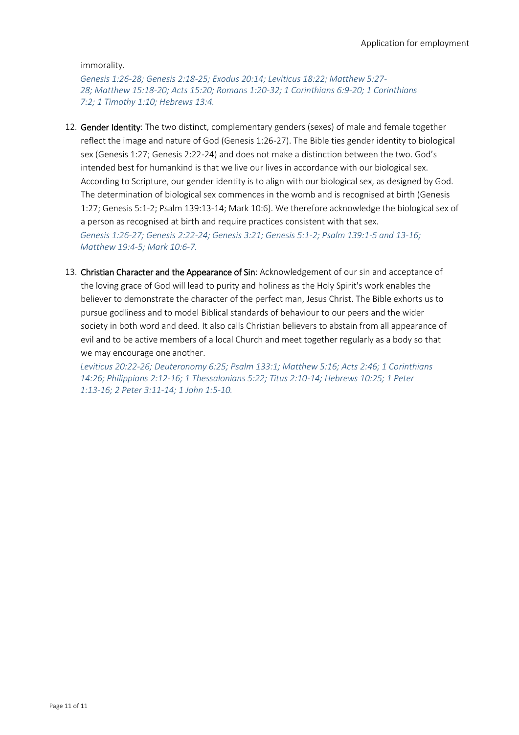immorality.

*Genesis 1:26-28; Genesis 2:18-25; Exodus 20:14; Leviticus 18:22; Matthew 5:27-28; Matthew 15:18-20; Acts 15:20; Romans 1:20-32; 1 Corinthians 6:9-20; 1 Corinthians 7:2; 1 Timothy 1:10; Hebrews 13:4.*

12. **Gender Identity**: The two distinct, complementary genders (sexes) of male and female together reflect the image and nature of God (Genesis 1:26-27). The Bible ties gender identity to biological sex (Genesis 1:27; Genesis 2:22-24) and does not make a distinction between the two. God's intended best for humankind is that we live our lives in accordance with our biological sex. According to Scripture, our gender identity is to align with our biological sex, as designed by God. The determination of biological sex commences in the womb and is recognised at birth (Genesis 1:27; Genesis 5:1-2; Psalm 139:13-14; Mark 10:6). We therefore acknowledge the biological sex of a person as recognised at birth and require practices consistent with that sex.
    *Genesis 1:26-27; Genesis 2:22-24; Genesis 3:21; Genesis 5:1-2; Psalm 139:1-5 and 13-16; Matthew 19:4-5; Mark 10:6-7.*

13. **Christian Character and the Appearance of Sin**: Acknowledgement of our sin and acceptance of the loving grace of God will lead to purity and holiness as the Holy Spirit's work enables the believer to demonstrate the character of the perfect man, Jesus Christ. The Bible exhorts us to pursue godliness and to model Biblical standards of behaviour to our peers and the wider society in both word and deed. It also calls Christian believers to abstain from all appearance of evil and to be active members of a local Church and meet together regularly as a body so that we may encourage one another.
    *Leviticus 20:22-26; Deuteronomy 6:25; Psalm 133:1; Matthew 5:16; Acts 2:46; 1 Corinthians 14:26; Philippians 2:12-16; 1 Thessalonians 5:22; Titus 2:10-14; Hebrews 10:25; 1 Peter 1:13-16; 2 Peter 3:11-14; 1 John 1:5-10.*